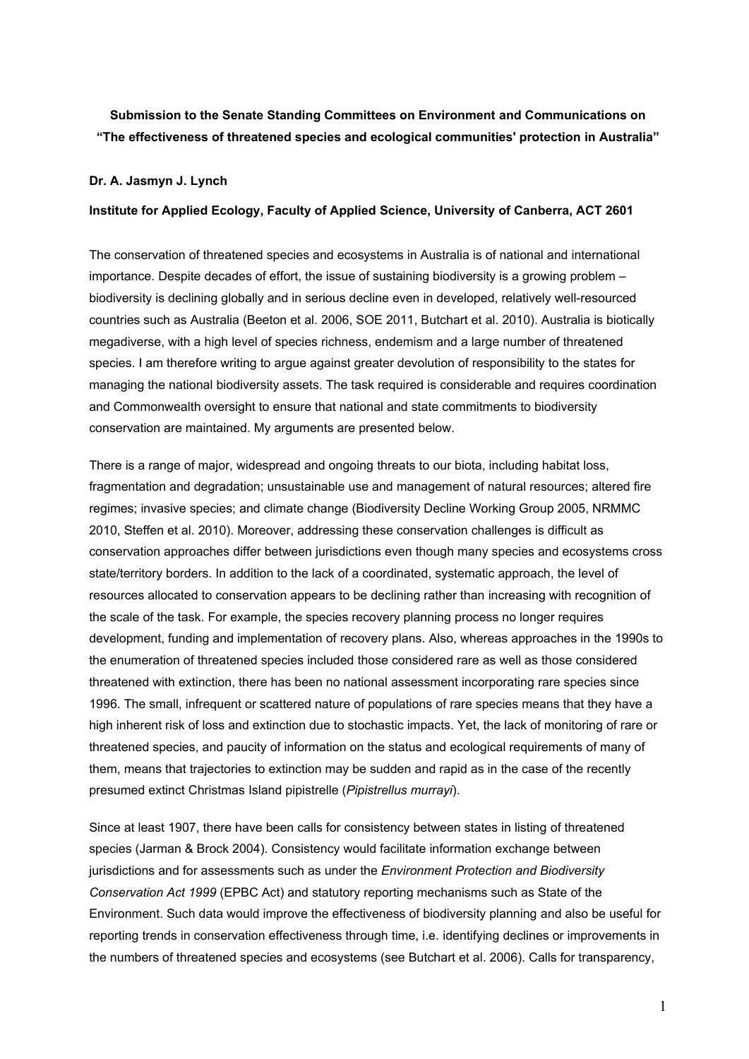**Submission to the Senate Standing Committees on Environment and Communications on "The effectiveness of threatened species and ecological communities' protection in Australia"**

**Dr. A. Jasmyn J. Lynch**

**Institute for Applied Ecology, Faculty of Applied Science, University of Canberra, ACT 2601**

The conservation of threatened species and ecosystems in Australia is of national and international importance. Despite decades of effort, the issue of sustaining biodiversity is a growing problem – biodiversity is declining globally and in serious decline even in developed, relatively well-resourced countries such as Australia (Beeton et al. 2006, SOE 2011, Butchart et al. 2010). Australia is biotically megadiverse, with a high level of species richness, endemism and a large number of threatened species. I am therefore writing to argue against greater devolution of responsibility to the states for managing the national biodiversity assets. The task required is considerable and requires coordination and Commonwealth oversight to ensure that national and state commitments to biodiversity conservation are maintained. My arguments are presented below.

There is a range of major, widespread and ongoing threats to our biota, including habitat loss, fragmentation and degradation; unsustainable use and management of natural resources; altered fire regimes; invasive species; and climate change (Biodiversity Decline Working Group 2005, NRMMC 2010, Steffen et al. 2010). Moreover, addressing these conservation challenges is difficult as conservation approaches differ between jurisdictions even though many species and ecosystems cross state/territory borders. In addition to the lack of a coordinated, systematic approach, the level of resources allocated to conservation appears to be declining rather than increasing with recognition of the scale of the task. For example, the species recovery planning process no longer requires development, funding and implementation of recovery plans. Also, whereas approaches in the 1990s to the enumeration of threatened species included those considered rare as well as those considered threatened with extinction, there has been no national assessment incorporating rare species since 1996. The small, infrequent or scattered nature of populations of rare species means that they have a high inherent risk of loss and extinction due to stochastic impacts. Yet, the lack of monitoring of rare or threatened species, and paucity of information on the status and ecological requirements of many of them, means that trajectories to extinction may be sudden and rapid as in the case of the recently presumed extinct Christmas Island pipistrelle (*Pipistrellus murrayi*).

Since at least 1907, there have been calls for consistency between states in listing of threatened species (Jarman & Brock 2004). Consistency would facilitate information exchange between jurisdictions and for assessments such as under the *Environment Protection and Biodiversity Conservation Act 1999* (EPBC Act) and statutory reporting mechanisms such as State of the Environment. Such data would improve the effectiveness of biodiversity planning and also be useful for reporting trends in conservation effectiveness through time, i.e. identifying declines or improvements in the numbers of threatened species and ecosystems (see Butchart et al. 2006). Calls for transparency,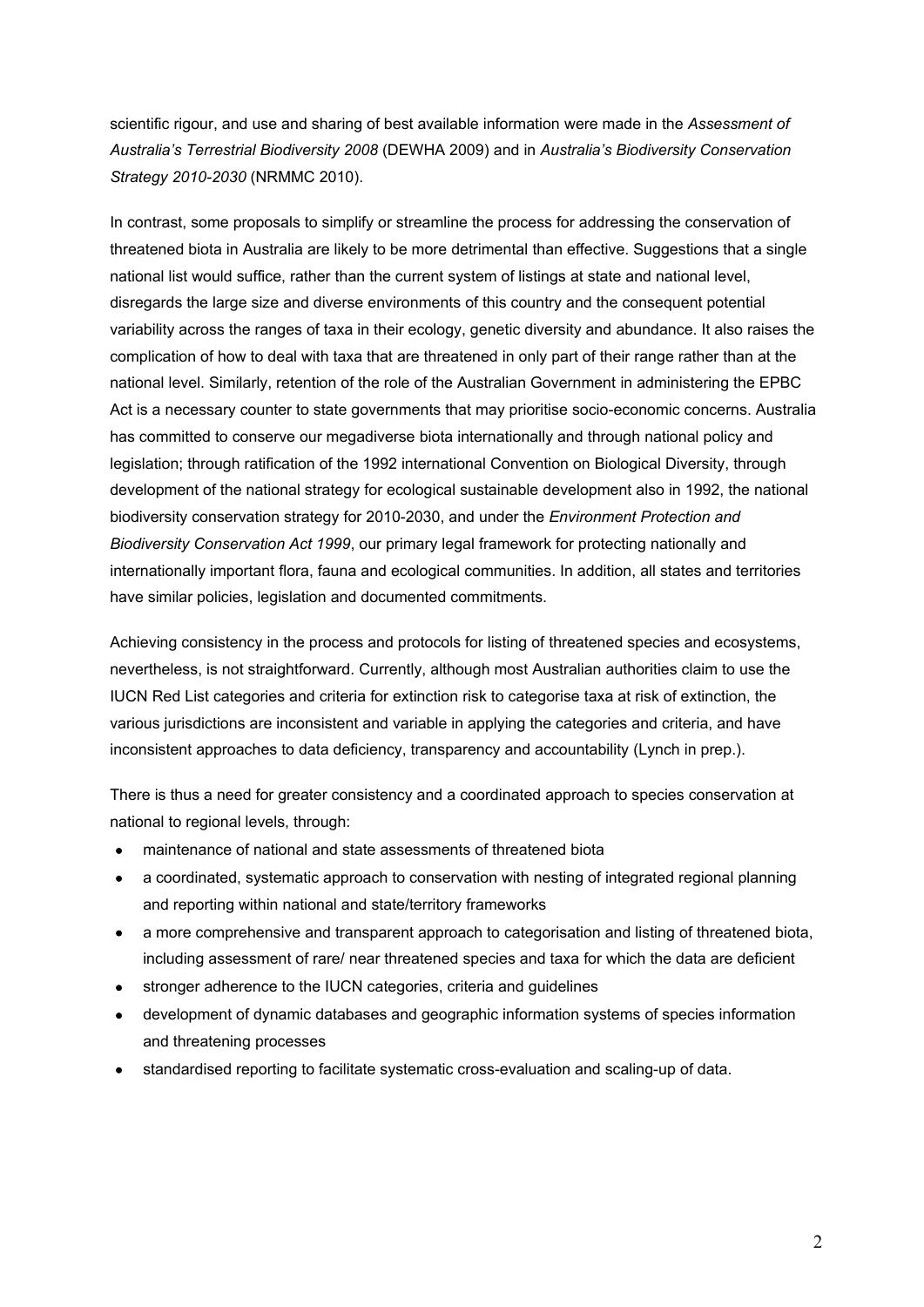scientific rigour, and use and sharing of best available information were made in the *Assessment of Australia's Terrestrial Biodiversity 2008* (DEWHA 2009) and in *Australia's Biodiversity Conservation Strategy 2010-2030* (NRMMC 2010).

In contrast, some proposals to simplify or streamline the process for addressing the conservation of threatened biota in Australia are likely to be more detrimental than effective. Suggestions that a single national list would suffice, rather than the current system of listings at state and national level, disregards the large size and diverse environments of this country and the consequent potential variability across the ranges of taxa in their ecology, genetic diversity and abundance. It also raises the complication of how to deal with taxa that are threatened in only part of their range rather than at the national level. Similarly, retention of the role of the Australian Government in administering the EPBC Act is a necessary counter to state governments that may prioritise socio-economic concerns. Australia has committed to conserve our megadiverse biota internationally and through national policy and legislation; through ratification of the 1992 international Convention on Biological Diversity, through development of the national strategy for ecological sustainable development also in 1992, the national biodiversity conservation strategy for 2010-2030, and under the *Environment Protection and Biodiversity Conservation Act 1999*, our primary legal framework for protecting nationally and internationally important flora, fauna and ecological communities. In addition, all states and territories have similar policies, legislation and documented commitments.

Achieving consistency in the process and protocols for listing of threatened species and ecosystems, nevertheless, is not straightforward. Currently, although most Australian authorities claim to use the IUCN Red List categories and criteria for extinction risk to categorise taxa at risk of extinction, the various jurisdictions are inconsistent and variable in applying the categories and criteria, and have inconsistent approaches to data deficiency, transparency and accountability (Lynch in prep.).

There is thus a need for greater consistency and a coordinated approach to species conservation at national to regional levels, through:

- maintenance of national and state assessments of threatened biota
- a coordinated, systematic approach to conservation with nesting of integrated regional planning and reporting within national and state/territory frameworks
- a more comprehensive and transparent approach to categorisation and listing of threatened biota, including assessment of rare/ near threatened species and taxa for which the data are deficient
- stronger adherence to the IUCN categories, criteria and guidelines
- development of dynamic databases and geographic information systems of species information and threatening processes
- standardised reporting to facilitate systematic cross-evaluation and scaling-up of data.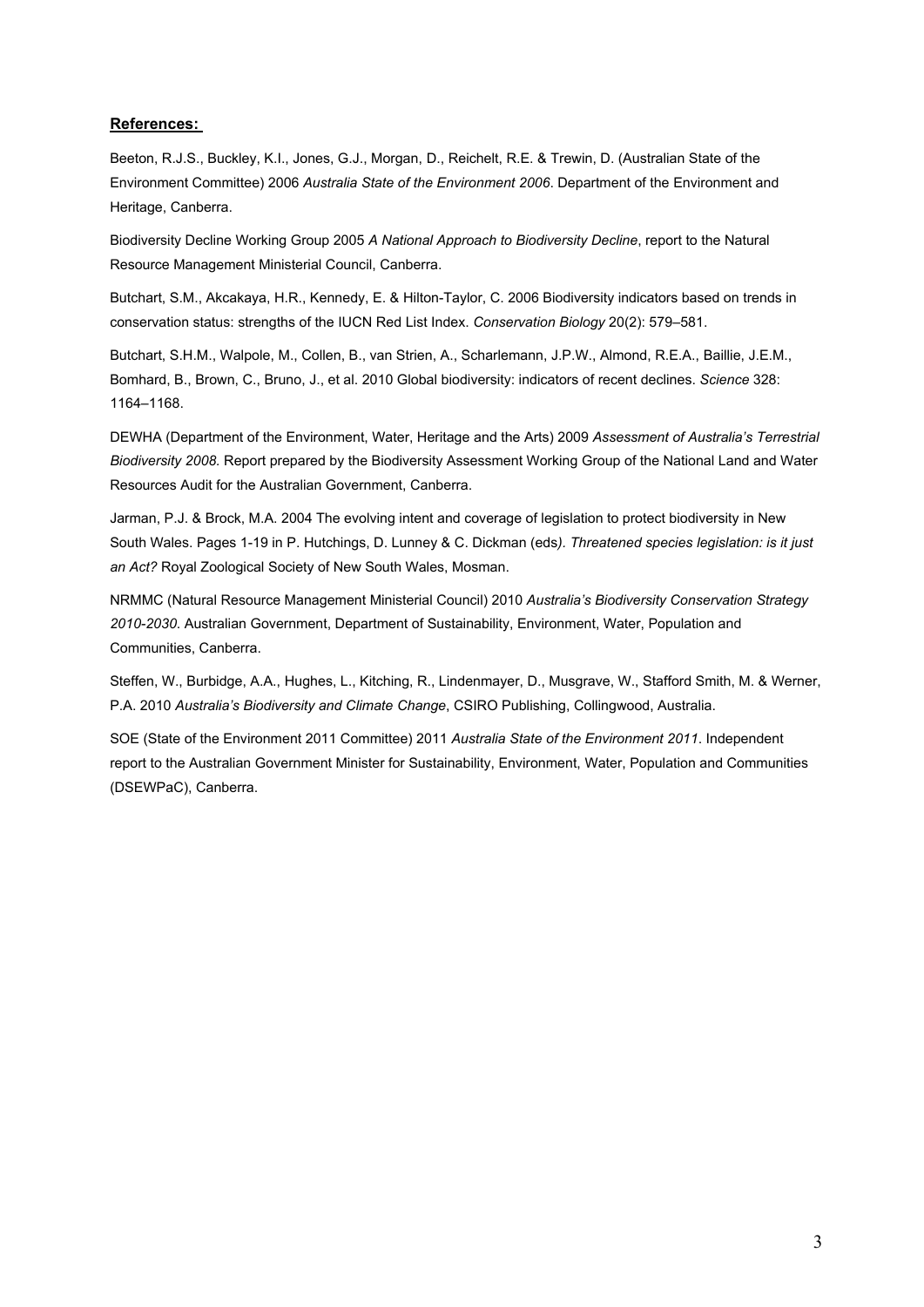**References:**

Beeton, R.J.S., Buckley, K.I., Jones, G.J., Morgan, D., Reichelt, R.E. & Trewin, D. (Australian State of the Environment Committee) 2006 *Australia State of the Environment 2006*. Department of the Environment and Heritage, Canberra.

Biodiversity Decline Working Group 2005 *A National Approach to Biodiversity Decline*, report to the Natural Resource Management Ministerial Council, Canberra.

Butchart, S.M., Akcakaya, H.R., Kennedy, E. & Hilton-Taylor, C. 2006 Biodiversity indicators based on trends in conservation status: strengths of the IUCN Red List Index. *Conservation Biology* 20(2): 579–581.

Butchart, S.H.M., Walpole, M., Collen, B., van Strien, A., Scharlemann, J.P.W., Almond, R.E.A., Baillie, J.E.M., Bomhard, B., Brown, C., Bruno, J., et al. 2010 Global biodiversity: indicators of recent declines. *Science* 328: 1164–1168.

DEWHA (Department of the Environment, Water, Heritage and the Arts) 2009 *Assessment of Australia's Terrestrial Biodiversity 2008*. Report prepared by the Biodiversity Assessment Working Group of the National Land and Water Resources Audit for the Australian Government, Canberra.

Jarman, P.J. & Brock, M.A. 2004 The evolving intent and coverage of legislation to protect biodiversity in New South Wales. Pages 1-19 in P. Hutchings, D. Lunney & C. Dickman (eds*). Threatened species legislation: is it just an Act?* Royal Zoological Society of New South Wales, Mosman.

NRMMC (Natural Resource Management Ministerial Council) 2010 *Australia's Biodiversity Conservation Strategy 2010-2030*. Australian Government, Department of Sustainability, Environment, Water, Population and Communities, Canberra.

Steffen, W., Burbidge, A.A., Hughes, L., Kitching, R., Lindenmayer, D., Musgrave, W., Stafford Smith, M. & Werner, P.A. 2010 *Australia's Biodiversity and Climate Change*, CSIRO Publishing, Collingwood, Australia.

SOE (State of the Environment 2011 Committee) 2011 *Australia State of the Environment 2011*. Independent report to the Australian Government Minister for Sustainability, Environment, Water, Population and Communities (DSEWPaC), Canberra.